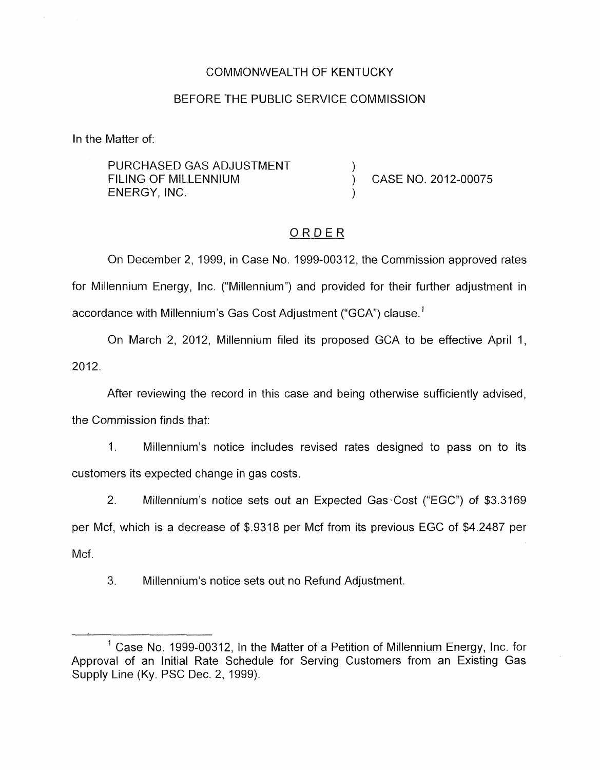COMMONWEALTH OF KENTUCKY

BEFORE THE PUBLIC SERVICE COMMISSION

In the Matter of:

| | | |
|---|---|---|
| PURCHASED GAS ADJUSTMENT FILING OF MILLENNIUM ENERGY, INC. | ) ) ) | CASE NO. 2012-00075 |

## ORDER

On December 2, 1999, in Case No. 1999-00312, the Commission approved rates for Millennium Energy, Inc. ("Millennium") and provided for their further adjustment in accordance with Millennium's Gas Cost Adjustment ("GCA") clause.[1]

On March 2, 2012, Millennium filed its proposed GCA to be effective April 1, 2012.

After reviewing the record in this case and being otherwise sufficiently advised, the Commission finds that:

1. Millennium's notice includes revised rates designed to pass on to its customers its expected change in gas costs.

2. Millennium's notice sets out an Expected Gas Cost ("EGC") of $3.3169 per Mcf, which is a decrease of $.9318 per Mcf from its previous EGC of $4.2487 per Mcf.

3. Millennium's notice sets out no Refund Adjustment.

---

[1] Case No. 1999-00312, In the Matter of a Petition of Millennium Energy, Inc. for Approval of an Initial Rate Schedule for Serving Customers from an Existing Gas Supply Line (Ky. PSC Dec. 2, 1999).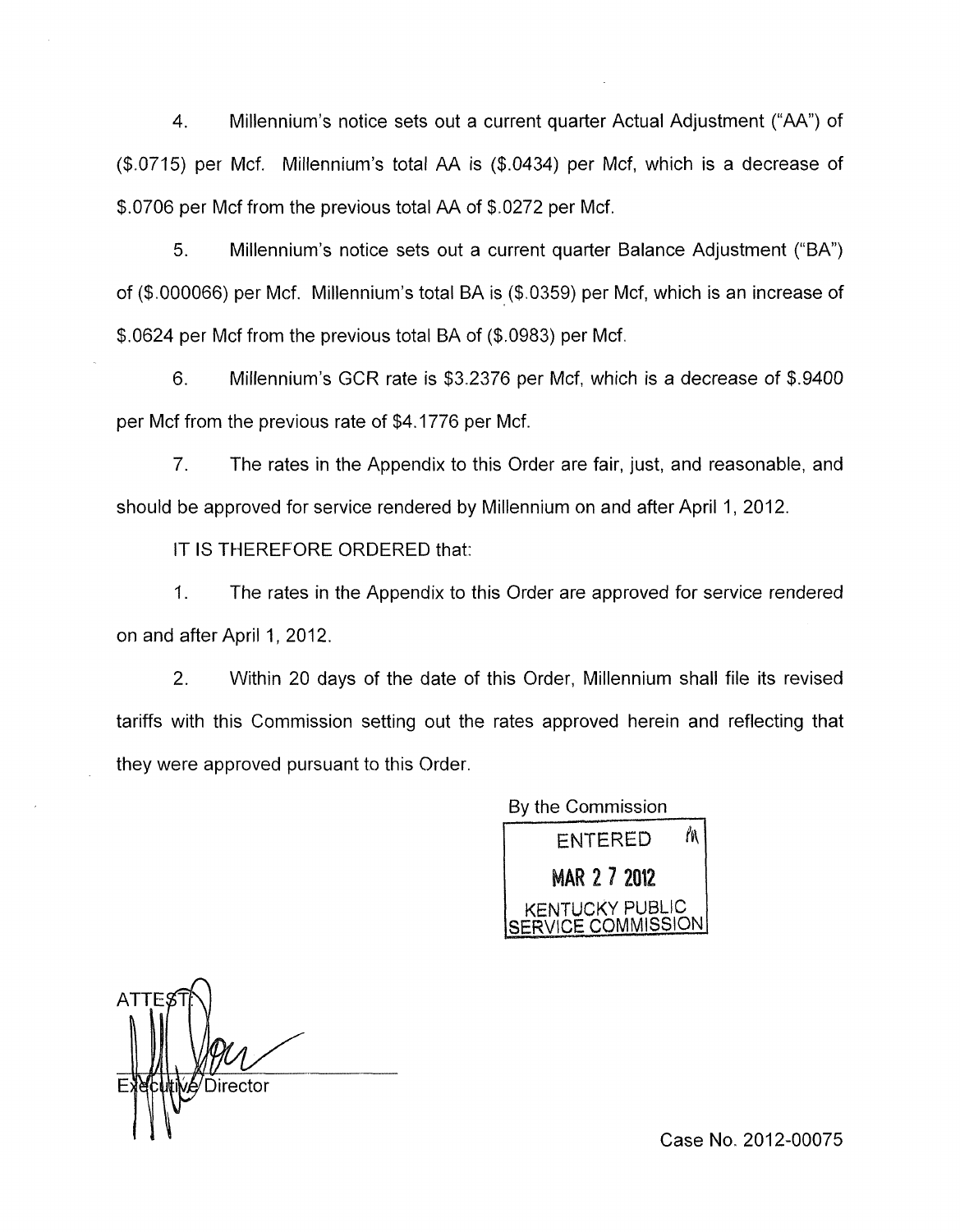4. Millennium's notice sets out a current quarter Actual Adjustment ("AA") of ($.0715) per Mcf. Millennium's total AA is ($.0434) per Mcf, which is a decrease of $.0706 per Mcf from the previous total AA of $.0272 per Mcf.

5. Millennium's notice sets out a current quarter Balance Adjustment ("BA") of ($.000066) per Mcf. Millennium's total BA is ($.0359) per Mcf, which is an increase of $.0624 per Mcf from the previous total BA of ($.0983) per Mcf.

6. Millennium's GCR rate is $3.2376 per Mcf, which is a decrease of $.9400 per Mcf from the previous rate of $4.1776 per Mcf.

7. The rates in the Appendix to this Order are fair, just, and reasonable, and should be approved for service rendered by Millennium on and after April 1, 2012.

IT IS THEREFORE ORDERED that:

1. The rates in the Appendix to this Order are approved for service rendered on and after April 1, 2012.

2. Within 20 days of the date of this Order, Millennium shall file its revised tariffs with this Commission setting out the rates approved herein and reflecting that they were approved pursuant to this Order.

By the Commission

ENTERED

MAR 2 7 2012

KENTUCKY PUBLIC SERVICE COMMISSION

ATTEST:

Executive Director

Case No. 2012-00075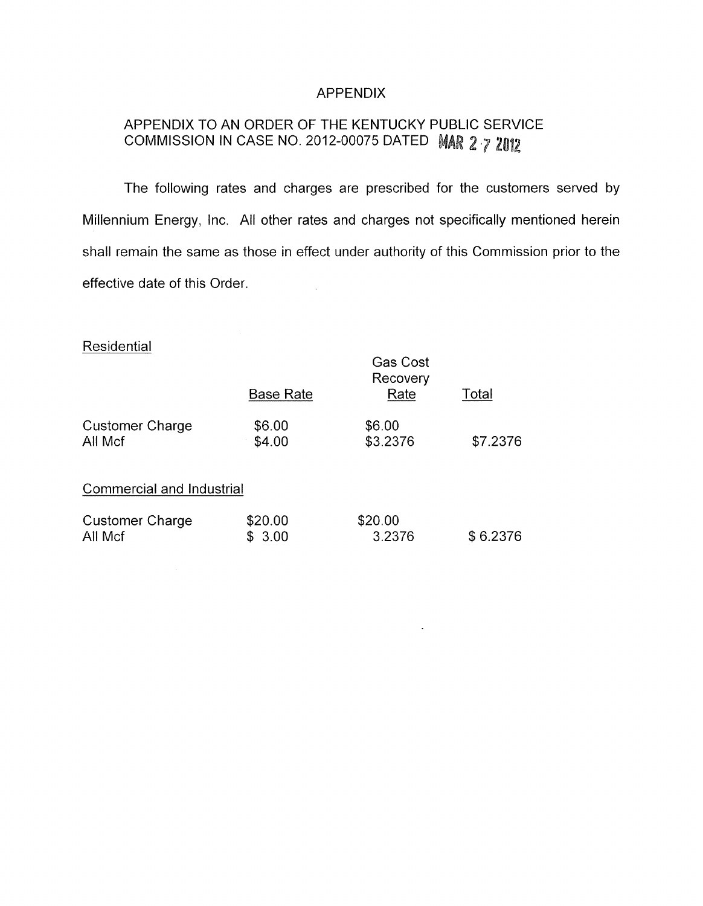# APPENDIX

## APPENDIX TO AN ORDER OF THE KENTUCKY PUBLIC SERVICE COMMISSION IN CASE NO. 2012-00075 DATED MAR 2 7 2012

The following rates and charges are prescribed for the customers served by Millennium Energy, Inc. All other rates and charges not specifically mentioned herein shall remain the same as those in effect under authority of this Commission prior to the effective date of this Order.

Residential

| | Base Rate | Gas Cost Recovery Rate | Total |
|---|---|---|---|
| Customer Charge | $6.00 | | $6.00 |
| All Mcf | $4.00 | $3.2376 | $7.2376 |

Commercial and Industrial

| | Base Rate | Gas Cost Recovery Rate | Total |
|---|---|---|---|
| Customer Charge | $20.00 | | $20.00 |
| All Mcf | $ 3.00 | 3.2376 | $ 6.2376 |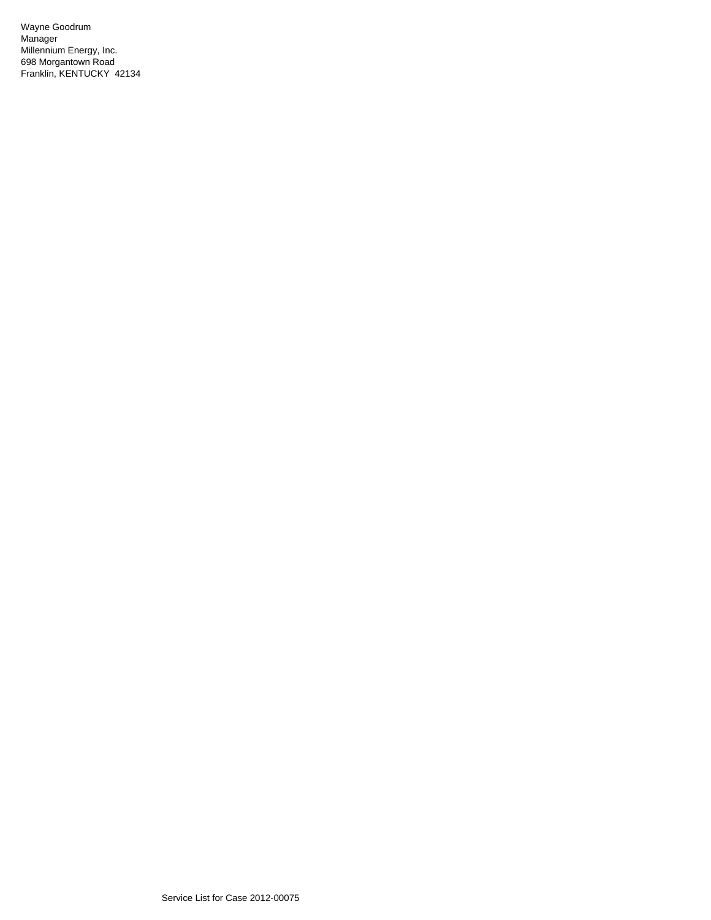Wayne Goodrum
Manager
Millennium Energy, Inc.
698 Morgantown Road
Franklin, KENTUCKY  42134